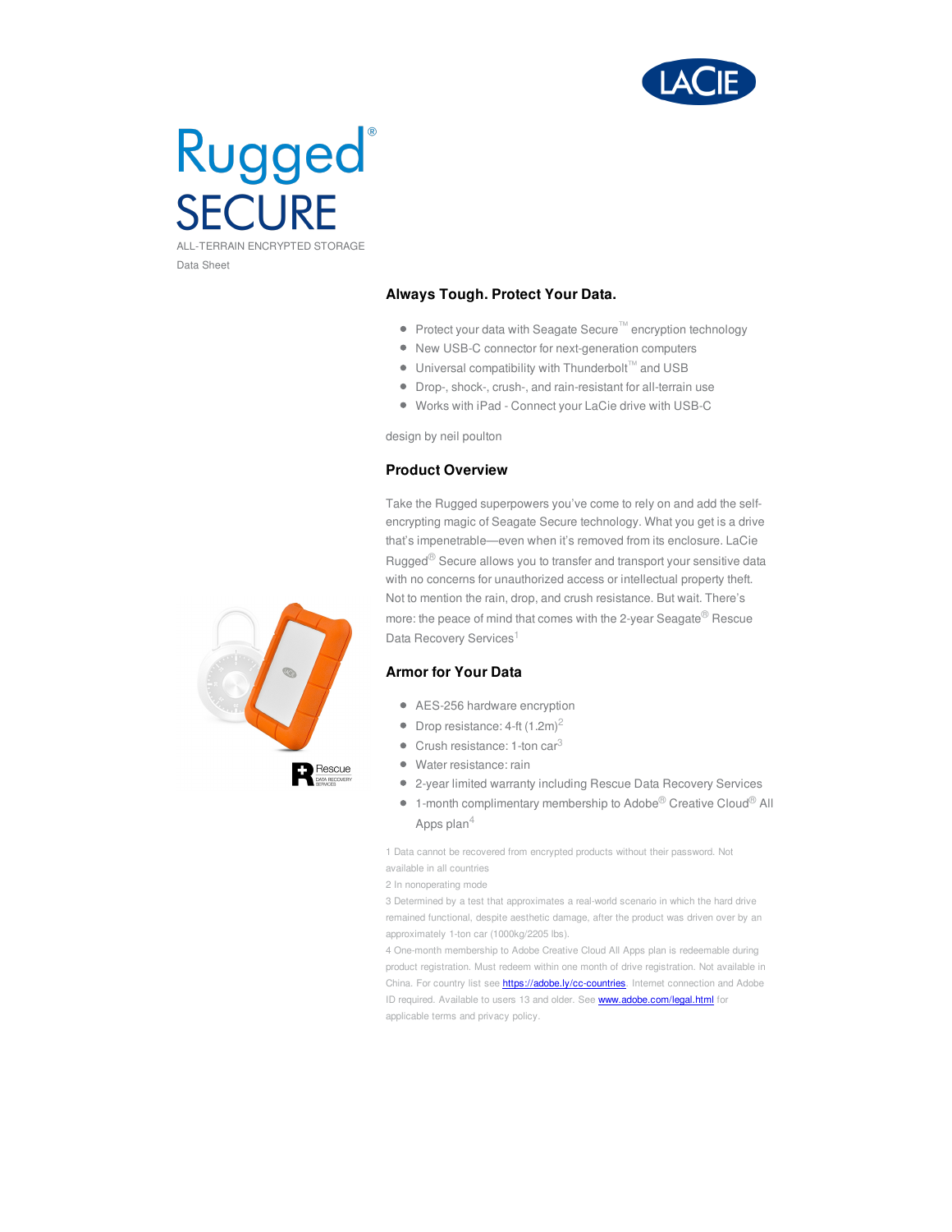# Rugged® SECURE

ALL-TERRAIN ENCRYPTED STORAGE

Data Sheet

## Always Tough. Protect Your Data.

- Protect your data with Seagate Secure™ encryption technology
- New USB-C connector for next-generation computers
- Universal compatibility with Thunderbolt™ and USB
- Drop-, shock-, crush-, and rain-resistant for all-terrain use
- Works with iPad - Connect your LaCie drive with USB-C

design by neil poulton

## Product Overview

Take the Rugged superpowers you've come to rely on and add the self-encrypting magic of Seagate Secure technology. What you get is a drive that's impenetrable—even when it's removed from its enclosure. LaCie Rugged® Secure allows you to transfer and transport your sensitive data with no concerns for unauthorized access or intellectual property theft. Not to mention the rain, drop, and crush resistance. But wait. There's more: the peace of mind that comes with the 2-year Seagate® Rescue Data Recovery Services[1]

## Armor for Your Data

- AES-256 hardware encryption
- Drop resistance: 4-ft (1.2m)[2]
- Crush resistance: 1-ton car[3]
- Water resistance: rain
- 2-year limited warranty including Rescue Data Recovery Services
- 1-month complimentary membership to Adobe® Creative Cloud® All Apps plan[4]

1 Data cannot be recovered from encrypted products without their password. Not available in all countries

2 In nonoperating mode

3 Determined by a test that approximates a real-world scenario in which the hard drive remained functional, despite aesthetic damage, after the product was driven over by an approximately 1-ton car (1000kg/2205 lbs).

4 One-month membership to Adobe Creative Cloud All Apps plan is redeemable during product registration. Must redeem within one month of drive registration. Not available in China. For country list see https://adobe.ly/cc-countries. Internet connection and Adobe ID required. Available to users 13 and older. See www.adobe.com/legal.html for applicable terms and privacy policy.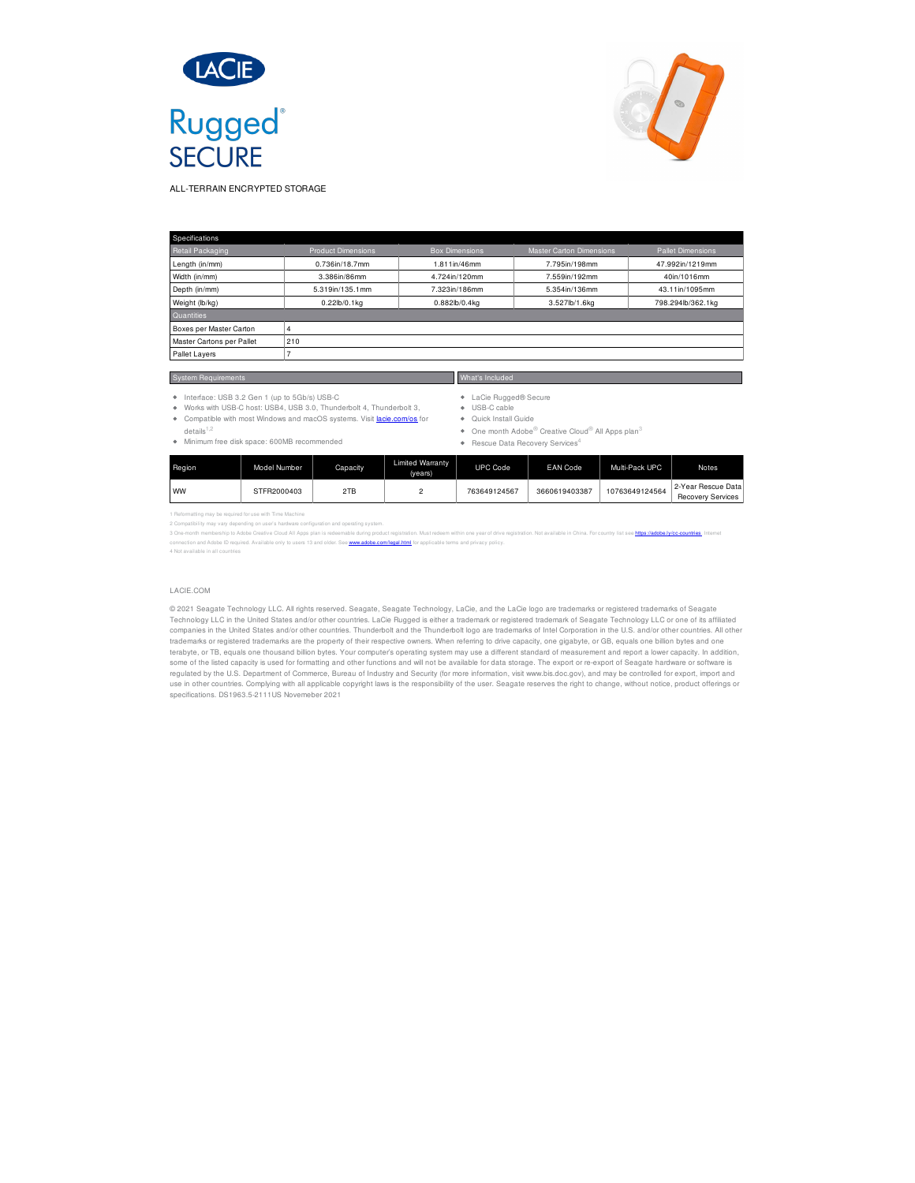# LACIE

# Rugged® SECURE

ALL-TERRAIN ENCRYPTED STORAGE

| Specifications | | | | |
|---|---|---|---|---|
| Retail Packaging | Product Dimensions | Box Dimensions | Master Carton Dimensions | Pallet Dimensions |
| Length (in/mm) | 0.736in/18.7mm | 1.811in/46mm | 7.795in/198mm | 47.992in/1219mm |
| Width (in/mm) | 3.386in/86mm | 4.724in/120mm | 7.559in/192mm | 40in/1016mm |
| Depth (in/mm) | 5.319in/135.1mm | 7.323in/186mm | 5.354in/136mm | 43.11in/1095mm |
| Weight (lb/kg) | 0.22lb/0.1kg | 0.882lb/0.4kg | 3.527lb/1.6kg | 798.294lb/362.1kg |
| Quantities | | | | |
| Boxes per Master Carton | 4 | | | |
| Master Cartons per Pallet | 210 | | | |
| Pallet Layers | 7 | | | |

## System Requirements

- Interface: USB 3.2 Gen 1 (up to 5Gb/s) USB-C
- Works with USB-C host: USB4, USB 3.0, Thunderbolt 4, Thunderbolt 3,
- Compatible with most Windows and macOS systems. Visit lacie.com/os for details[1,2]
- Minimum free disk space: 600MB recommended

## What's Included

- LaCie Rugged® Secure
- USB-C cable
- Quick Install Guide
- One month Adobe® Creative Cloud® All Apps plan[3]
- Rescue Data Recovery Services[4]

| Region | Model Number | Capacity | Limited Warranty (years) | UPC Code | EAN Code | Multi-Pack UPC | Notes |
|---|---|---|---|---|---|---|---|
| WW | STFR2000403 | 2TB | 2 | 763649124567 | 3660619403387 | 10763649124564 | 2-Year Rescue Data Recovery Services |

1 Reformatting may be required for use with Time Machine
2 Compatibility may vary depending on user's hardware configuration and operating system
3 One-month membership to Adobe Creative Cloud All Apps plan is redeemable during product registration. Must redeem within one year of drive registration. Not available in China. For country list see https://adobe.ly/cc-countries. Internet connection and Adobe ID required. Available only to users 13 and older. See www.adobe.com/legal.html for applicable terms and privacy policy.
4 Not available in all countries.

LACIE.COM

© 2021 Seagate Technology LLC. All rights reserved. Seagate, Seagate Technology, LaCie, and the LaCie logo are trademarks or registered trademarks of Seagate Technology LLC in the United States and/or other countries. LaCie Rugged is either a trademark or registered trademark of Seagate Technology LLC or one of its affiliated companies in the United States and/or other countries. Thunderbolt and the Thunderbolt logo are trademarks of Intel Corporation in the U.S. and/or other countries. All other trademarks or registered trademarks are the property of their respective owners. When referring to drive capacity, one gigabyte, or GB, equals one billion bytes and one terabyte, or TB, equals one thousand billion bytes. Your computer's operating system may use a different standard of measurement and report a lower capacity. In addition, some of the listed capacity is used for formatting and other functions and will not be available for data storage. The export or re-export of Seagate hardware or software is regulated by the U.S. Department of Commerce, Bureau of Industry and Security (for more information, visit www.bis.doc.gov), and may be controlled for export, import and use in other countries. Complying with all applicable copyright laws is the responsibility of the user. Seagate reserves the right to change, without notice, product offerings or specifications. DS1963.5-2111US Novemeber 2021